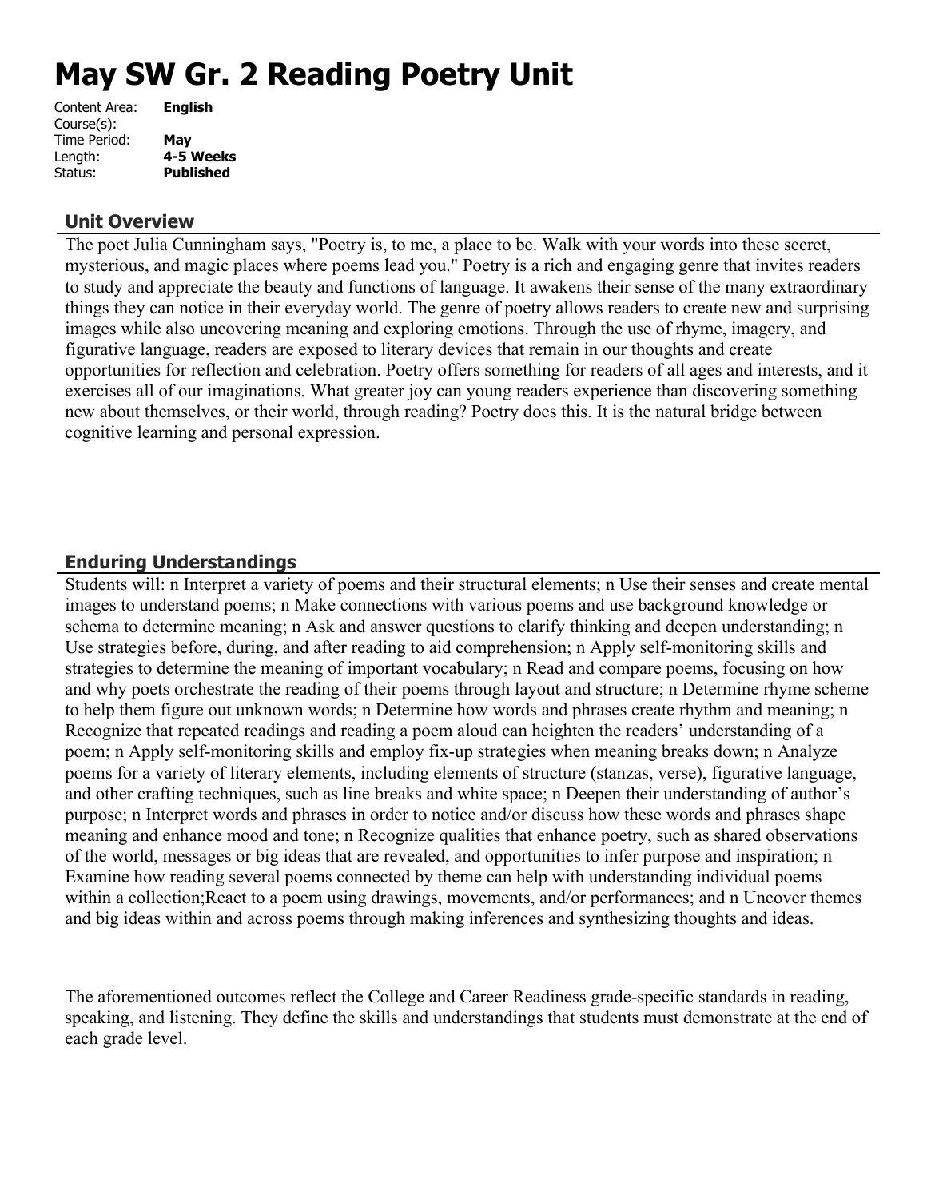# May SW Gr. 2 Reading Poetry Unit

| | |
|---|---|
| Content Area: | **English** |
| Course(s): | |
| Time Period: | **May** |
| Length: | **4-5 Weeks** |
| Status: | **Published** |

## Unit Overview

The poet Julia Cunningham says, "Poetry is, to me, a place to be. Walk with your words into these secret, mysterious, and magic places where poems lead you." Poetry is a rich and engaging genre that invites readers to study and appreciate the beauty and functions of language. It awakens their sense of the many extraordinary things they can notice in their everyday world. The genre of poetry allows readers to create new and surprising images while also uncovering meaning and exploring emotions. Through the use of rhyme, imagery, and figurative language, readers are exposed to literary devices that remain in our thoughts and create opportunities for reflection and celebration. Poetry offers something for readers of all ages and interests, and it exercises all of our imaginations. What greater joy can young readers experience than discovering something new about themselves, or their world, through reading? Poetry does this. It is the natural bridge between cognitive learning and personal expression.

## Enduring Understandings

Students will: n Interpret a variety of poems and their structural elements; n Use their senses and create mental images to understand poems; n Make connections with various poems and use background knowledge or schema to determine meaning; n Ask and answer questions to clarify thinking and deepen understanding; n Use strategies before, during, and after reading to aid comprehension; n Apply self-monitoring skills and strategies to determine the meaning of important vocabulary; n Read and compare poems, focusing on how and why poets orchestrate the reading of their poems through layout and structure; n Determine rhyme scheme to help them figure out unknown words; n Determine how words and phrases create rhythm and meaning; n Recognize that repeated readings and reading a poem aloud can heighten the readers' understanding of a poem; n Apply self-monitoring skills and employ fix-up strategies when meaning breaks down; n Analyze poems for a variety of literary elements, including elements of structure (stanzas, verse), figurative language, and other crafting techniques, such as line breaks and white space; n Deepen their understanding of author's purpose; n Interpret words and phrases in order to notice and/or discuss how these words and phrases shape meaning and enhance mood and tone; n Recognize qualities that enhance poetry, such as shared observations of the world, messages or big ideas that are revealed, and opportunities to infer purpose and inspiration; n Examine how reading several poems connected by theme can help with understanding individual poems within a collection;React to a poem using drawings, movements, and/or performances; and n Uncover themes and big ideas within and across poems through making inferences and synthesizing thoughts and ideas.

The aforementioned outcomes reflect the College and Career Readiness grade-specific standards in reading, speaking, and listening. They define the skills and understandings that students must demonstrate at the end of each grade level.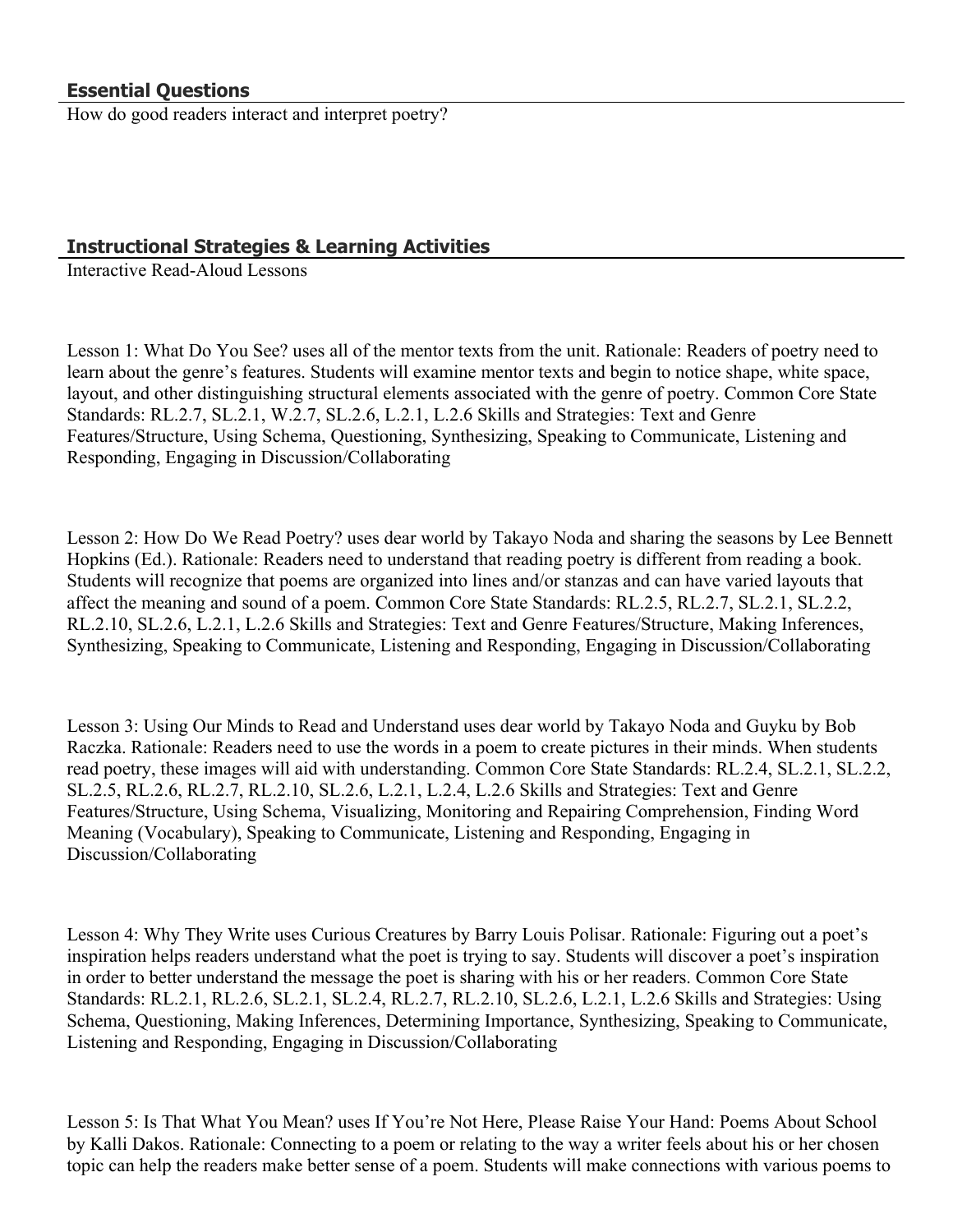### Essential Questions

How do good readers interact and interpret poetry?

### Instructional Strategies & Learning Activities

Interactive Read-Aloud Lessons

Lesson 1: What Do You See? uses all of the mentor texts from the unit. Rationale: Readers of poetry need to learn about the genre's features. Students will examine mentor texts and begin to notice shape, white space, layout, and other distinguishing structural elements associated with the genre of poetry. Common Core State Standards: RL.2.7, SL.2.1, W.2.7, SL.2.6, L.2.1, L.2.6 Skills and Strategies: Text and Genre Features/Structure, Using Schema, Questioning, Synthesizing, Speaking to Communicate, Listening and Responding, Engaging in Discussion/Collaborating

Lesson 2: How Do We Read Poetry? uses dear world by Takayo Noda and sharing the seasons by Lee Bennett Hopkins (Ed.). Rationale: Readers need to understand that reading poetry is different from reading a book. Students will recognize that poems are organized into lines and/or stanzas and can have varied layouts that affect the meaning and sound of a poem. Common Core State Standards: RL.2.5, RL.2.7, SL.2.1, SL.2.2, RL.2.10, SL.2.6, L.2.1, L.2.6 Skills and Strategies: Text and Genre Features/Structure, Making Inferences, Synthesizing, Speaking to Communicate, Listening and Responding, Engaging in Discussion/Collaborating

Lesson 3: Using Our Minds to Read and Understand uses dear world by Takayo Noda and Guyku by Bob Raczka. Rationale: Readers need to use the words in a poem to create pictures in their minds. When students read poetry, these images will aid with understanding. Common Core State Standards: RL.2.4, SL.2.1, SL.2.2, SL.2.5, RL.2.6, RL.2.7, RL.2.10, SL.2.6, L.2.1, L.2.4, L.2.6 Skills and Strategies: Text and Genre Features/Structure, Using Schema, Visualizing, Monitoring and Repairing Comprehension, Finding Word Meaning (Vocabulary), Speaking to Communicate, Listening and Responding, Engaging in Discussion/Collaborating

Lesson 4: Why They Write uses Curious Creatures by Barry Louis Polisar. Rationale: Figuring out a poet's inspiration helps readers understand what the poet is trying to say. Students will discover a poet's inspiration in order to better understand the message the poet is sharing with his or her readers. Common Core State Standards: RL.2.1, RL.2.6, SL.2.1, SL.2.4, RL.2.7, RL.2.10, SL.2.6, L.2.1, L.2.6 Skills and Strategies: Using Schema, Questioning, Making Inferences, Determining Importance, Synthesizing, Speaking to Communicate, Listening and Responding, Engaging in Discussion/Collaborating

Lesson 5: Is That What You Mean? uses If You're Not Here, Please Raise Your Hand: Poems About School by Kalli Dakos. Rationale: Connecting to a poem or relating to the way a writer feels about his or her chosen topic can help the readers make better sense of a poem. Students will make connections with various poems to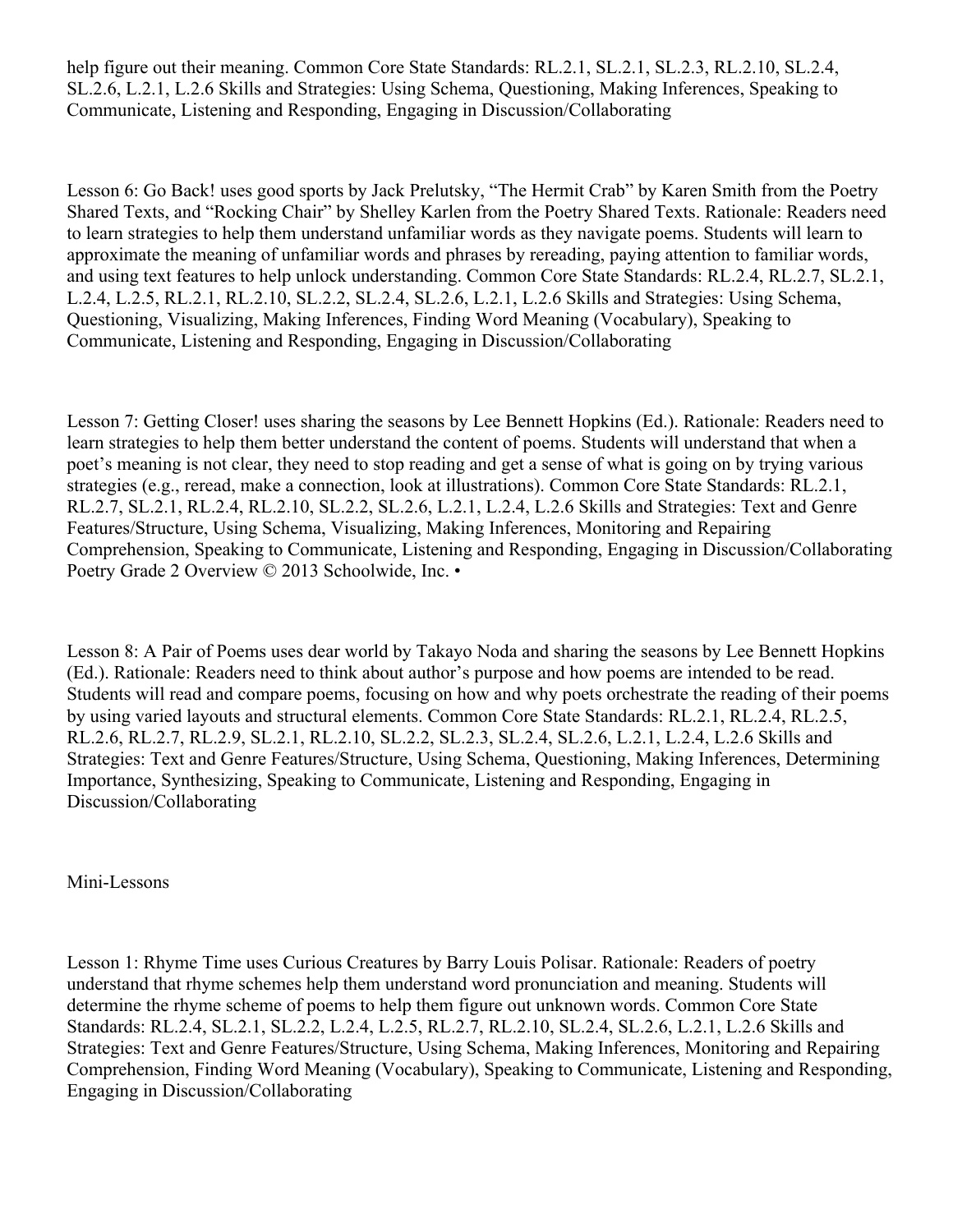help figure out their meaning. Common Core State Standards: RL.2.1, SL.2.1, SL.2.3, RL.2.10, SL.2.4, SL.2.6, L.2.1, L.2.6 Skills and Strategies: Using Schema, Questioning, Making Inferences, Speaking to Communicate, Listening and Responding, Engaging in Discussion/Collaborating

Lesson 6: Go Back! uses good sports by Jack Prelutsky, "The Hermit Crab" by Karen Smith from the Poetry Shared Texts, and "Rocking Chair" by Shelley Karlen from the Poetry Shared Texts. Rationale: Readers need to learn strategies to help them understand unfamiliar words as they navigate poems. Students will learn to approximate the meaning of unfamiliar words and phrases by rereading, paying attention to familiar words, and using text features to help unlock understanding. Common Core State Standards: RL.2.4, RL.2.7, SL.2.1, L.2.4, L.2.5, RL.2.1, RL.2.10, SL.2.2, SL.2.4, SL.2.6, L.2.1, L.2.6 Skills and Strategies: Using Schema, Questioning, Visualizing, Making Inferences, Finding Word Meaning (Vocabulary), Speaking to Communicate, Listening and Responding, Engaging in Discussion/Collaborating

Lesson 7: Getting Closer! uses sharing the seasons by Lee Bennett Hopkins (Ed.). Rationale: Readers need to learn strategies to help them better understand the content of poems. Students will understand that when a poet's meaning is not clear, they need to stop reading and get a sense of what is going on by trying various strategies (e.g., reread, make a connection, look at illustrations). Common Core State Standards: RL.2.1, RL.2.7, SL.2.1, RL.2.4, RL.2.10, SL.2.2, SL.2.6, L.2.1, L.2.4, L.2.6 Skills and Strategies: Text and Genre Features/Structure, Using Schema, Visualizing, Making Inferences, Monitoring and Repairing Comprehension, Speaking to Communicate, Listening and Responding, Engaging in Discussion/Collaborating Poetry Grade 2 Overview © 2013 Schoolwide, Inc. •

Lesson 8: A Pair of Poems uses dear world by Takayo Noda and sharing the seasons by Lee Bennett Hopkins (Ed.). Rationale: Readers need to think about author's purpose and how poems are intended to be read. Students will read and compare poems, focusing on how and why poets orchestrate the reading of their poems by using varied layouts and structural elements. Common Core State Standards: RL.2.1, RL.2.4, RL.2.5, RL.2.6, RL.2.7, RL.2.9, SL.2.1, RL.2.10, SL.2.2, SL.2.3, SL.2.4, SL.2.6, L.2.1, L.2.4, L.2.6 Skills and Strategies: Text and Genre Features/Structure, Using Schema, Questioning, Making Inferences, Determining Importance, Synthesizing, Speaking to Communicate, Listening and Responding, Engaging in Discussion/Collaborating

Mini-Lessons

Lesson 1: Rhyme Time uses Curious Creatures by Barry Louis Polisar. Rationale: Readers of poetry understand that rhyme schemes help them understand word pronunciation and meaning. Students will determine the rhyme scheme of poems to help them figure out unknown words. Common Core State Standards: RL.2.4, SL.2.1, SL.2.2, L.2.4, L.2.5, RL.2.7, RL.2.10, SL.2.4, SL.2.6, L.2.1, L.2.6 Skills and Strategies: Text and Genre Features/Structure, Using Schema, Making Inferences, Monitoring and Repairing Comprehension, Finding Word Meaning (Vocabulary), Speaking to Communicate, Listening and Responding, Engaging in Discussion/Collaborating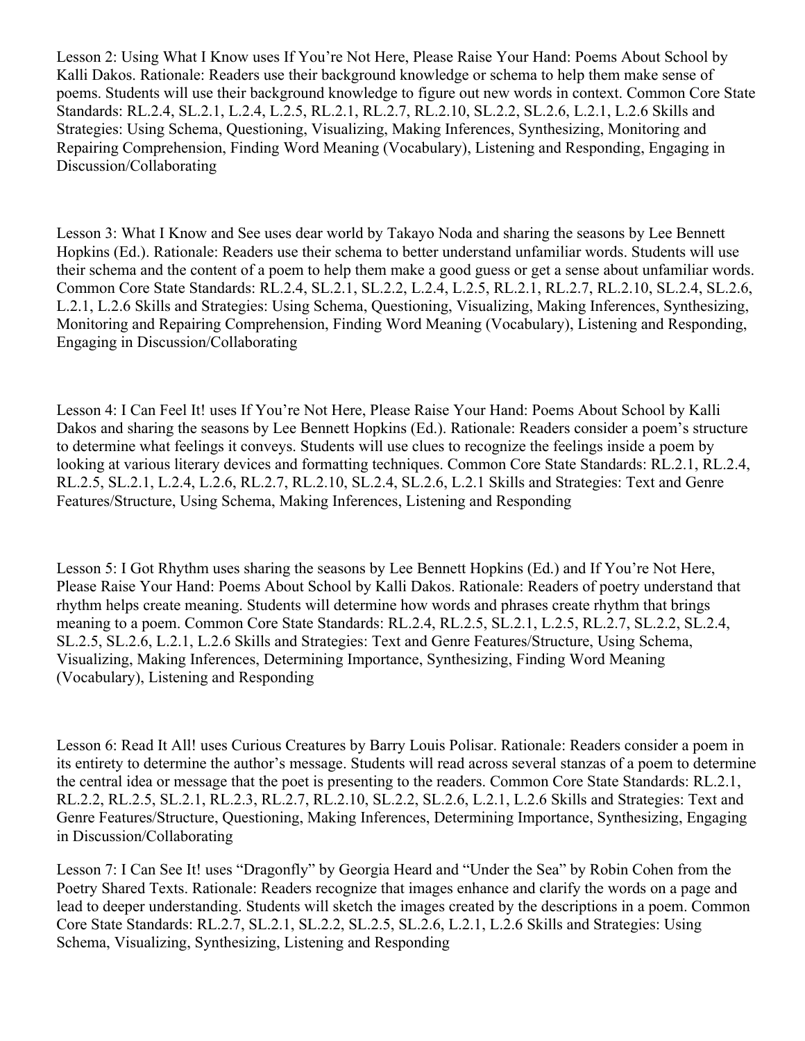Lesson 2: Using What I Know uses If You're Not Here, Please Raise Your Hand: Poems About School by Kalli Dakos. Rationale: Readers use their background knowledge or schema to help them make sense of poems. Students will use their background knowledge to figure out new words in context. Common Core State Standards: RL.2.4, SL.2.1, L.2.4, L.2.5, RL.2.1, RL.2.7, RL.2.10, SL.2.2, SL.2.6, L.2.1, L.2.6 Skills and Strategies: Using Schema, Questioning, Visualizing, Making Inferences, Synthesizing, Monitoring and Repairing Comprehension, Finding Word Meaning (Vocabulary), Listening and Responding, Engaging in Discussion/Collaborating

Lesson 3: What I Know and See uses dear world by Takayo Noda and sharing the seasons by Lee Bennett Hopkins (Ed.). Rationale: Readers use their schema to better understand unfamiliar words. Students will use their schema and the content of a poem to help them make a good guess or get a sense about unfamiliar words. Common Core State Standards: RL.2.4, SL.2.1, SL.2.2, L.2.4, L.2.5, RL.2.1, RL.2.7, RL.2.10, SL.2.4, SL.2.6, L.2.1, L.2.6 Skills and Strategies: Using Schema, Questioning, Visualizing, Making Inferences, Synthesizing, Monitoring and Repairing Comprehension, Finding Word Meaning (Vocabulary), Listening and Responding, Engaging in Discussion/Collaborating

Lesson 4: I Can Feel It! uses If You're Not Here, Please Raise Your Hand: Poems About School by Kalli Dakos and sharing the seasons by Lee Bennett Hopkins (Ed.). Rationale: Readers consider a poem's structure to determine what feelings it conveys. Students will use clues to recognize the feelings inside a poem by looking at various literary devices and formatting techniques. Common Core State Standards: RL.2.1, RL.2.4, RL.2.5, SL.2.1, L.2.4, L.2.6, RL.2.7, RL.2.10, SL.2.4, SL.2.6, L.2.1 Skills and Strategies: Text and Genre Features/Structure, Using Schema, Making Inferences, Listening and Responding

Lesson 5: I Got Rhythm uses sharing the seasons by Lee Bennett Hopkins (Ed.) and If You're Not Here, Please Raise Your Hand: Poems About School by Kalli Dakos. Rationale: Readers of poetry understand that rhythm helps create meaning. Students will determine how words and phrases create rhythm that brings meaning to a poem. Common Core State Standards: RL.2.4, RL.2.5, SL.2.1, L.2.5, RL.2.7, SL.2.2, SL.2.4, SL.2.5, SL.2.6, L.2.1, L.2.6 Skills and Strategies: Text and Genre Features/Structure, Using Schema, Visualizing, Making Inferences, Determining Importance, Synthesizing, Finding Word Meaning (Vocabulary), Listening and Responding

Lesson 6: Read It All! uses Curious Creatures by Barry Louis Polisar. Rationale: Readers consider a poem in its entirety to determine the author's message. Students will read across several stanzas of a poem to determine the central idea or message that the poet is presenting to the readers. Common Core State Standards: RL.2.1, RL.2.2, RL.2.5, SL.2.1, RL.2.3, RL.2.7, RL.2.10, SL.2.2, SL.2.6, L.2.1, L.2.6 Skills and Strategies: Text and Genre Features/Structure, Questioning, Making Inferences, Determining Importance, Synthesizing, Engaging in Discussion/Collaborating

Lesson 7: I Can See It! uses "Dragonfly" by Georgia Heard and "Under the Sea" by Robin Cohen from the Poetry Shared Texts. Rationale: Readers recognize that images enhance and clarify the words on a page and lead to deeper understanding. Students will sketch the images created by the descriptions in a poem. Common Core State Standards: RL.2.7, SL.2.1, SL.2.2, SL.2.5, SL.2.6, L.2.1, L.2.6 Skills and Strategies: Using Schema, Visualizing, Synthesizing, Listening and Responding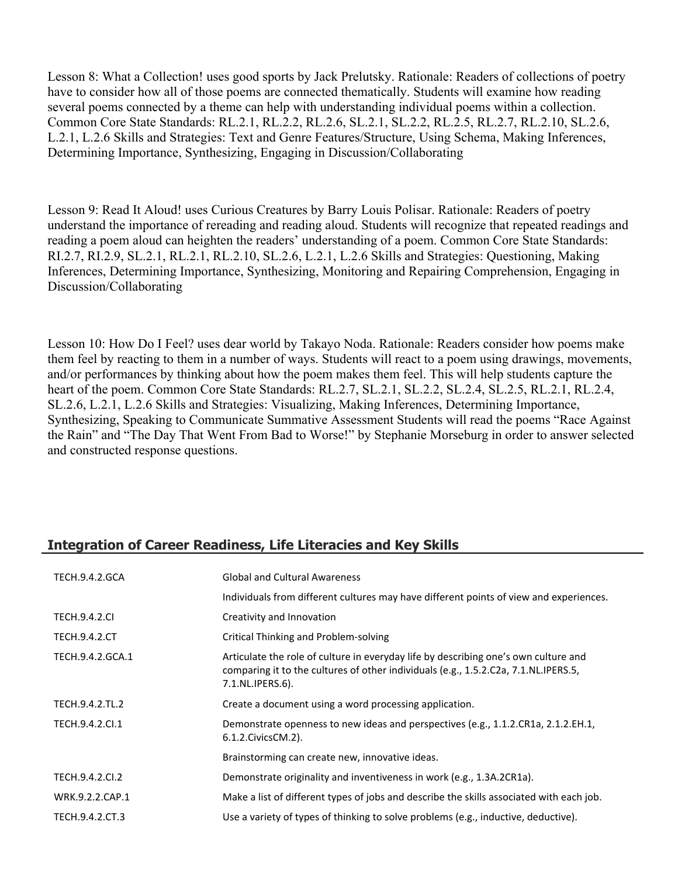Lesson 8: What a Collection! uses good sports by Jack Prelutsky. Rationale: Readers of collections of poetry have to consider how all of those poems are connected thematically. Students will examine how reading several poems connected by a theme can help with understanding individual poems within a collection. Common Core State Standards: RL.2.1, RL.2.2, RL.2.6, SL.2.1, SL.2.2, RL.2.5, RL.2.7, RL.2.10, SL.2.6, L.2.1, L.2.6 Skills and Strategies: Text and Genre Features/Structure, Using Schema, Making Inferences, Determining Importance, Synthesizing, Engaging in Discussion/Collaborating

Lesson 9: Read It Aloud! uses Curious Creatures by Barry Louis Polisar. Rationale: Readers of poetry understand the importance of rereading and reading aloud. Students will recognize that repeated readings and reading a poem aloud can heighten the readers' understanding of a poem. Common Core State Standards: RI.2.7, RI.2.9, SL.2.1, RL.2.1, RL.2.10, SL.2.6, L.2.1, L.2.6 Skills and Strategies: Questioning, Making Inferences, Determining Importance, Synthesizing, Monitoring and Repairing Comprehension, Engaging in Discussion/Collaborating

Lesson 10: How Do I Feel? uses dear world by Takayo Noda. Rationale: Readers consider how poems make them feel by reacting to them in a number of ways. Students will react to a poem using drawings, movements, and/or performances by thinking about how the poem makes them feel. This will help students capture the heart of the poem. Common Core State Standards: RL.2.7, SL.2.1, SL.2.2, SL.2.4, SL.2.5, RL.2.1, RL.2.4, SL.2.6, L.2.1, L.2.6 Skills and Strategies: Visualizing, Making Inferences, Determining Importance, Synthesizing, Speaking to Communicate Summative Assessment Students will read the poems "Race Against the Rain" and "The Day That Went From Bad to Worse!" by Stephanie Morseburg in order to answer selected and constructed response questions.

## Integration of Career Readiness, Life Literacies and Key Skills

| | |
|---|---|
| TECH.9.4.2.GCA | Global and Cultural Awareness |
| | Individuals from different cultures may have different points of view and experiences. |
| TECH.9.4.2.CI | Creativity and Innovation |
| TECH.9.4.2.CT | Critical Thinking and Problem-solving |
| TECH.9.4.2.GCA.1 | Articulate the role of culture in everyday life by describing one's own culture and comparing it to the cultures of other individuals (e.g., 1.5.2.C2a, 7.1.NL.IPERS.5, 7.1.NL.IPERS.6). |
| TECH.9.4.2.TL.2 | Create a document using a word processing application. |
| TECH.9.4.2.CI.1 | Demonstrate openness to new ideas and perspectives (e.g., 1.1.2.CR1a, 2.1.2.EH.1, 6.1.2.CivicsCM.2). |
| | Brainstorming can create new, innovative ideas. |
| TECH.9.4.2.CI.2 | Demonstrate originality and inventiveness in work (e.g., 1.3A.2CR1a). |
| WRK.9.2.2.CAP.1 | Make a list of different types of jobs and describe the skills associated with each job. |
| TECH.9.4.2.CT.3 | Use a variety of types of thinking to solve problems (e.g., inductive, deductive). |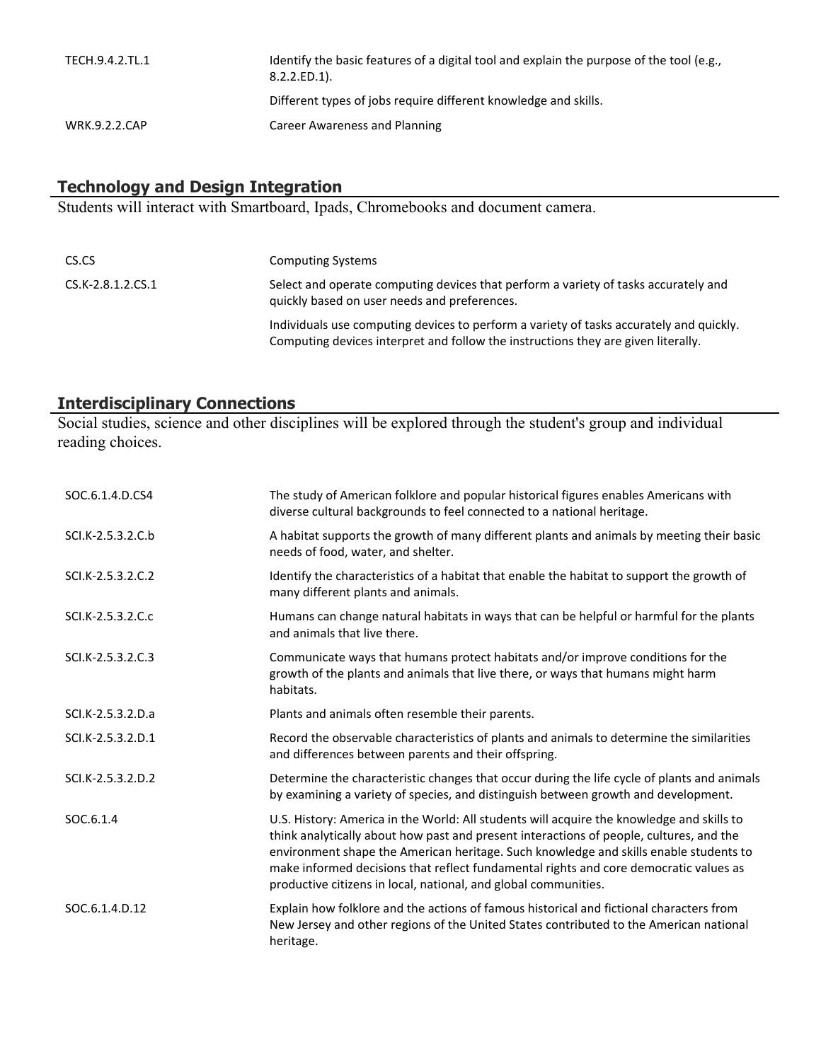| | |
|---|---|
| TECH.9.4.2.TL.1 | Identify the basic features of a digital tool and explain the purpose of the tool (e.g., 8.2.2.ED.1). |
| | Different types of jobs require different knowledge and skills. |
| WRK.9.2.2.CAP | Career Awareness and Planning |

## Technology and Design Integration

Students will interact with Smartboard, Ipads, Chromebooks and document camera.

| | |
|---|---|
| CS.CS | Computing Systems |
| CS.K-2.8.1.2.CS.1 | Select and operate computing devices that perform a variety of tasks accurately and quickly based on user needs and preferences. |
| | Individuals use computing devices to perform a variety of tasks accurately and quickly. Computing devices interpret and follow the instructions they are given literally. |

## Interdisciplinary Connections

Social studies, science and other disciplines will be explored through the student's group and individual reading choices.

| | |
|---|---|
| SOC.6.1.4.D.CS4 | The study of American folklore and popular historical figures enables Americans with diverse cultural backgrounds to feel connected to a national heritage. |
| SCI.K-2.5.3.2.C.b | A habitat supports the growth of many different plants and animals by meeting their basic needs of food, water, and shelter. |
| SCI.K-2.5.3.2.C.2 | Identify the characteristics of a habitat that enable the habitat to support the growth of many different plants and animals. |
| SCI.K-2.5.3.2.C.c | Humans can change natural habitats in ways that can be helpful or harmful for the plants and animals that live there. |
| SCI.K-2.5.3.2.C.3 | Communicate ways that humans protect habitats and/or improve conditions for the growth of the plants and animals that live there, or ways that humans might harm habitats. |
| SCI.K-2.5.3.2.D.a | Plants and animals often resemble their parents. |
| SCI.K-2.5.3.2.D.1 | Record the observable characteristics of plants and animals to determine the similarities and differences between parents and their offspring. |
| SCI.K-2.5.3.2.D.2 | Determine the characteristic changes that occur during the life cycle of plants and animals by examining a variety of species, and distinguish between growth and development. |
| SOC.6.1.4 | U.S. History: America in the World: All students will acquire the knowledge and skills to think analytically about how past and present interactions of people, cultures, and the environment shape the American heritage. Such knowledge and skills enable students to make informed decisions that reflect fundamental rights and core democratic values as productive citizens in local, national, and global communities. |
| SOC.6.1.4.D.12 | Explain how folklore and the actions of famous historical and fictional characters from New Jersey and other regions of the United States contributed to the American national heritage. |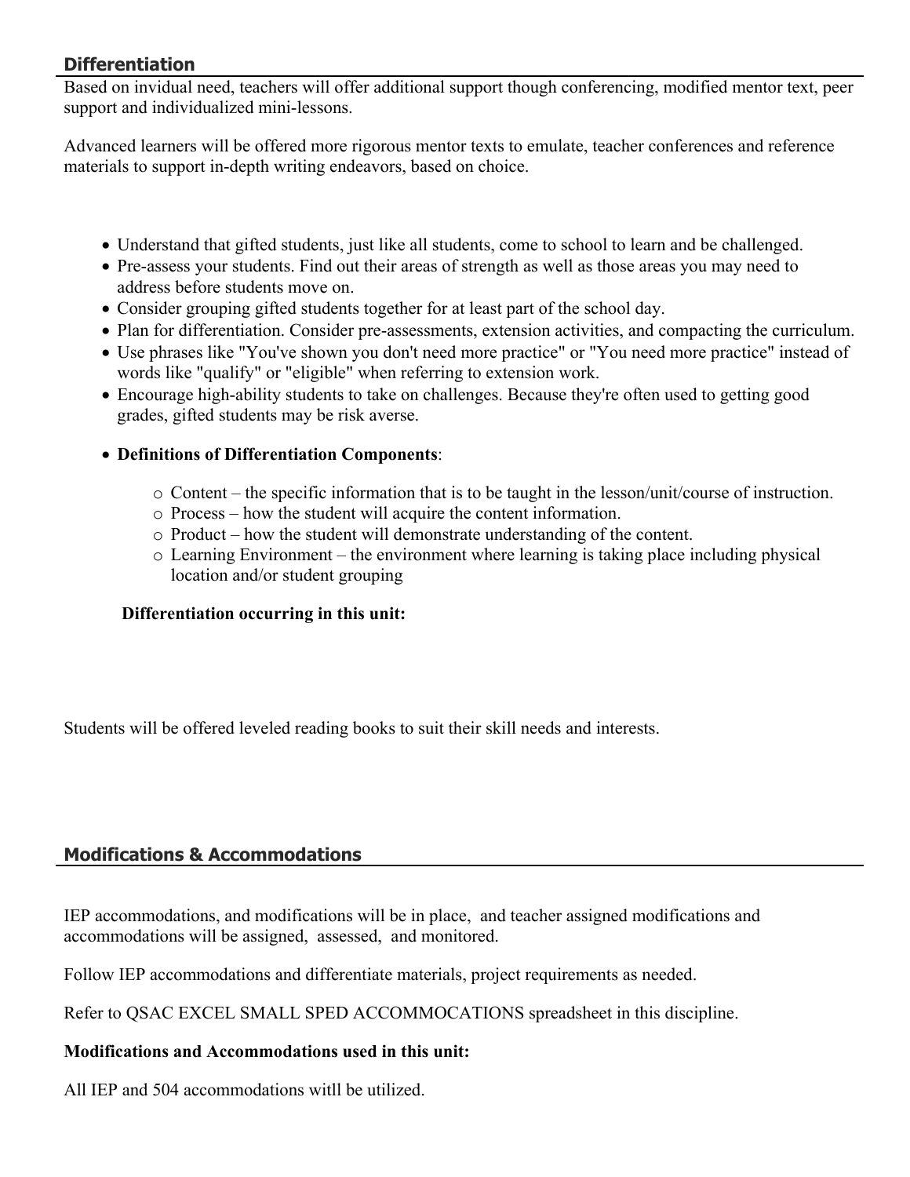## Differentiation

Based on invidual need, teachers will offer additional support though conferencing, modified mentor text, peer support and individualized mini-lessons.

Advanced learners will be offered more rigorous mentor texts to emulate, teacher conferences and reference materials to support in-depth writing endeavors, based on choice.

- Understand that gifted students, just like all students, come to school to learn and be challenged.
- Pre-assess your students. Find out their areas of strength as well as those areas you may need to address before students move on.
- Consider grouping gifted students together for at least part of the school day.
- Plan for differentiation. Consider pre-assessments, extension activities, and compacting the curriculum.
- Use phrases like "You've shown you don't need more practice" or "You need more practice" instead of words like "qualify" or "eligible" when referring to extension work.
- Encourage high-ability students to take on challenges. Because they're often used to getting good grades, gifted students may be risk averse.
- **Definitions of Differentiation Components**:
  - Content – the specific information that is to be taught in the lesson/unit/course of instruction.
  - Process – how the student will acquire the content information.
  - Product – how the student will demonstrate understanding of the content.
  - Learning Environment – the environment where learning is taking place including physical location and/or student grouping

**Differentiation occurring in this unit:**

Students will be offered leveled reading books to suit their skill needs and interests.

## Modifications & Accommodations

IEP accommodations, and modifications will be in place, and teacher assigned modifications and accommodations will be assigned, assessed, and monitored.

Follow IEP accommodations and differentiate materials, project requirements as needed.

Refer to QSAC EXCEL SMALL SPED ACCOMMOCATIONS spreadsheet in this discipline.

**Modifications and Accommodations used in this unit:**

All IEP and 504 accommodations witll be utilized.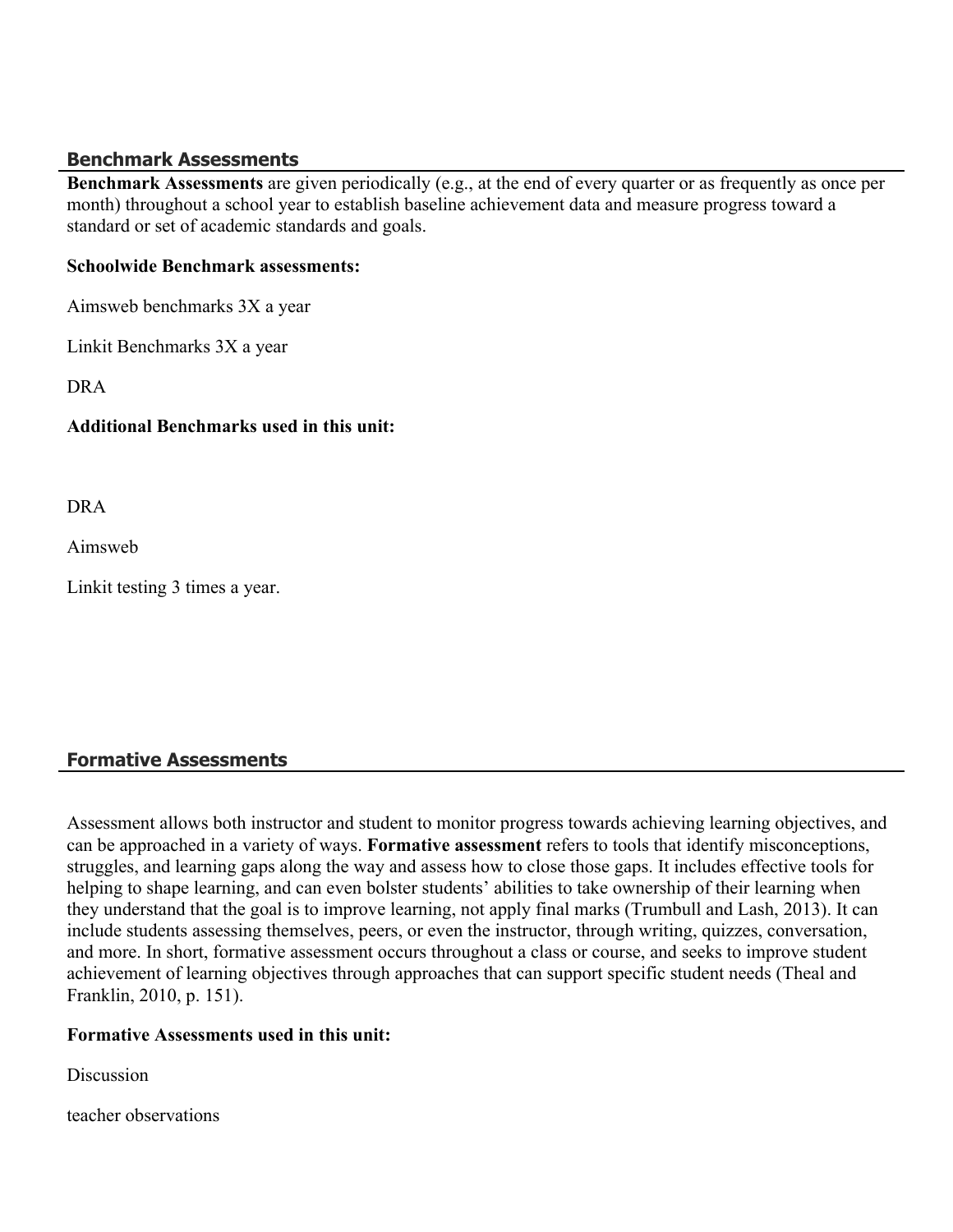## Benchmark Assessments

**Benchmark Assessments** are given periodically (e.g., at the end of every quarter or as frequently as once per month) throughout a school year to establish baseline achievement data and measure progress toward a standard or set of academic standards and goals.

**Schoolwide Benchmark assessments:**

Aimsweb benchmarks 3X a year

Linkit Benchmarks 3X a year

DRA

**Additional Benchmarks used in this unit:**

DRA

Aimsweb

Linkit testing 3 times a year.

## Formative Assessments

Assessment allows both instructor and student to monitor progress towards achieving learning objectives, and can be approached in a variety of ways. **Formative assessment** refers to tools that identify misconceptions, struggles, and learning gaps along the way and assess how to close those gaps. It includes effective tools for helping to shape learning, and can even bolster students' abilities to take ownership of their learning when they understand that the goal is to improve learning, not apply final marks (Trumbull and Lash, 2013). It can include students assessing themselves, peers, or even the instructor, through writing, quizzes, conversation, and more. In short, formative assessment occurs throughout a class or course, and seeks to improve student achievement of learning objectives through approaches that can support specific student needs (Theal and Franklin, 2010, p. 151).

**Formative Assessments used in this unit:**

Discussion

teacher observations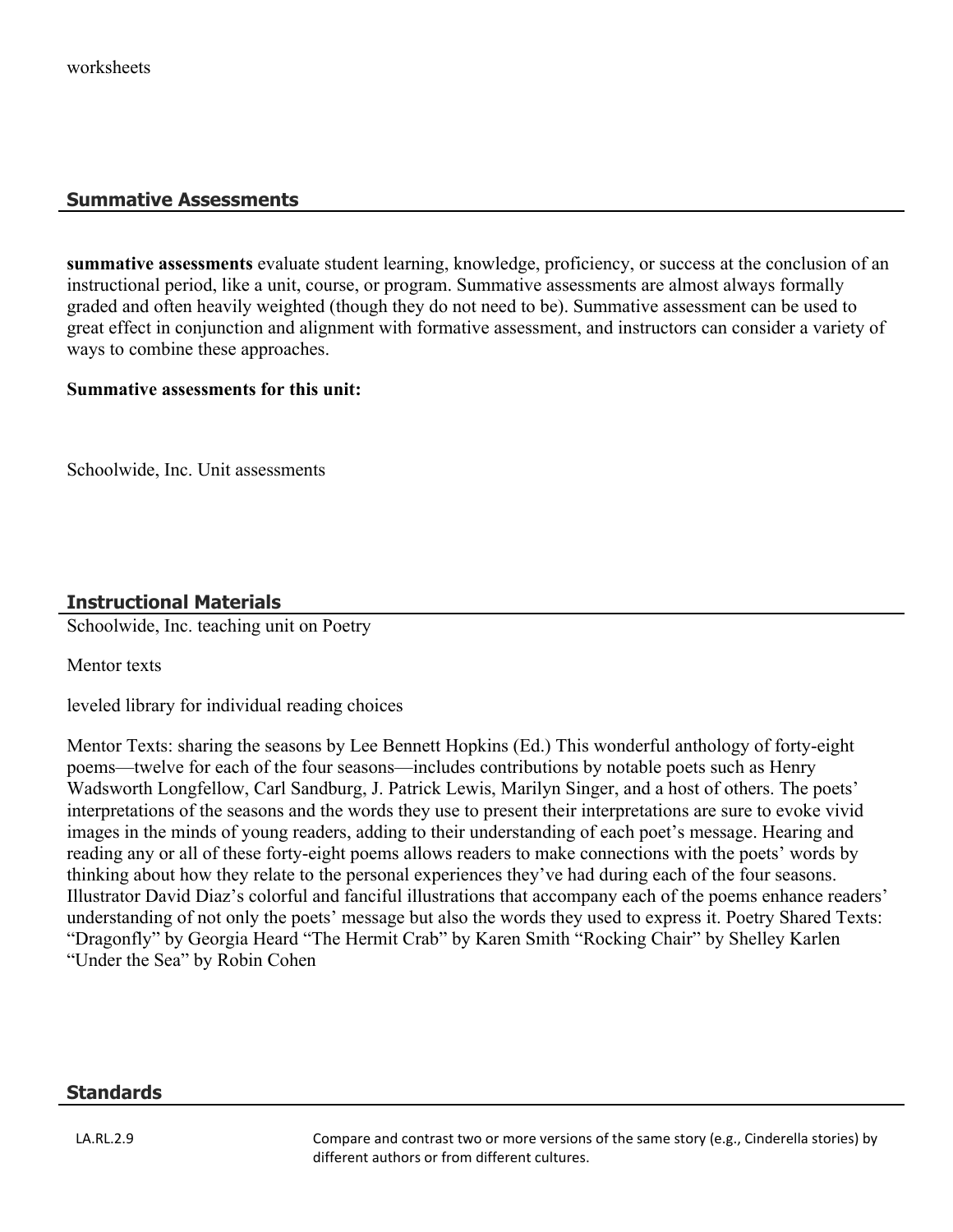worksheets

## Summative Assessments

**summative assessments** evaluate student learning, knowledge, proficiency, or success at the conclusion of an instructional period, like a unit, course, or program. Summative assessments are almost always formally graded and often heavily weighted (though they do not need to be). Summative assessment can be used to great effect in conjunction and alignment with formative assessment, and instructors can consider a variety of ways to combine these approaches.

**Summative assessments for this unit:**

Schoolwide, Inc. Unit assessments

## Instructional Materials

Schoolwide, Inc. teaching unit on Poetry

Mentor texts

leveled library for individual reading choices

Mentor Texts: sharing the seasons by Lee Bennett Hopkins (Ed.) This wonderful anthology of forty-eight poems—twelve for each of the four seasons—includes contributions by notable poets such as Henry Wadsworth Longfellow, Carl Sandburg, J. Patrick Lewis, Marilyn Singer, and a host of others. The poets' interpretations of the seasons and the words they use to present their interpretations are sure to evoke vivid images in the minds of young readers, adding to their understanding of each poet's message. Hearing and reading any or all of these forty-eight poems allows readers to make connections with the poets' words by thinking about how they relate to the personal experiences they've had during each of the four seasons. Illustrator David Diaz's colorful and fanciful illustrations that accompany each of the poems enhance readers' understanding of not only the poets' message but also the words they used to express it. Poetry Shared Texts: "Dragonfly" by Georgia Heard "The Hermit Crab" by Karen Smith "Rocking Chair" by Shelley Karlen "Under the Sea" by Robin Cohen

## Standards

| | |
|---|---|
| LA.RL.2.9 | Compare and contrast two or more versions of the same story (e.g., Cinderella stories) by different authors or from different cultures. |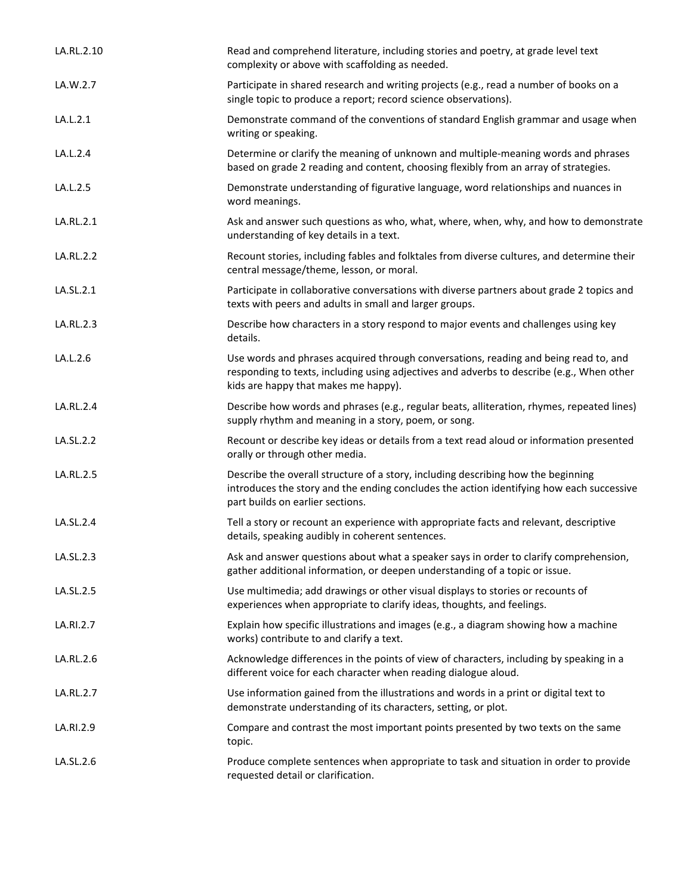| | |
|---|---|
| LA.RL.2.10 | Read and comprehend literature, including stories and poetry, at grade level text complexity or above with scaffolding as needed. |
| LA.W.2.7 | Participate in shared research and writing projects (e.g., read a number of books on a single topic to produce a report; record science observations). |
| LA.L.2.1 | Demonstrate command of the conventions of standard English grammar and usage when writing or speaking. |
| LA.L.2.4 | Determine or clarify the meaning of unknown and multiple-meaning words and phrases based on grade 2 reading and content, choosing flexibly from an array of strategies. |
| LA.L.2.5 | Demonstrate understanding of figurative language, word relationships and nuances in word meanings. |
| LA.RL.2.1 | Ask and answer such questions as who, what, where, when, why, and how to demonstrate understanding of key details in a text. |
| LA.RL.2.2 | Recount stories, including fables and folktales from diverse cultures, and determine their central message/theme, lesson, or moral. |
| LA.SL.2.1 | Participate in collaborative conversations with diverse partners about grade 2 topics and texts with peers and adults in small and larger groups. |
| LA.RL.2.3 | Describe how characters in a story respond to major events and challenges using key details. |
| LA.L.2.6 | Use words and phrases acquired through conversations, reading and being read to, and responding to texts, including using adjectives and adverbs to describe (e.g., When other kids are happy that makes me happy). |
| LA.RL.2.4 | Describe how words and phrases (e.g., regular beats, alliteration, rhymes, repeated lines) supply rhythm and meaning in a story, poem, or song. |
| LA.SL.2.2 | Recount or describe key ideas or details from a text read aloud or information presented orally or through other media. |
| LA.RL.2.5 | Describe the overall structure of a story, including describing how the beginning introduces the story and the ending concludes the action identifying how each successive part builds on earlier sections. |
| LA.SL.2.4 | Tell a story or recount an experience with appropriate facts and relevant, descriptive details, speaking audibly in coherent sentences. |
| LA.SL.2.3 | Ask and answer questions about what a speaker says in order to clarify comprehension, gather additional information, or deepen understanding of a topic or issue. |
| LA.SL.2.5 | Use multimedia; add drawings or other visual displays to stories or recounts of experiences when appropriate to clarify ideas, thoughts, and feelings. |
| LA.RI.2.7 | Explain how specific illustrations and images (e.g., a diagram showing how a machine works) contribute to and clarify a text. |
| LA.RL.2.6 | Acknowledge differences in the points of view of characters, including by speaking in a different voice for each character when reading dialogue aloud. |
| LA.RL.2.7 | Use information gained from the illustrations and words in a print or digital text to demonstrate understanding of its characters, setting, or plot. |
| LA.RI.2.9 | Compare and contrast the most important points presented by two texts on the same topic. |
| LA.SL.2.6 | Produce complete sentences when appropriate to task and situation in order to provide requested detail or clarification. |